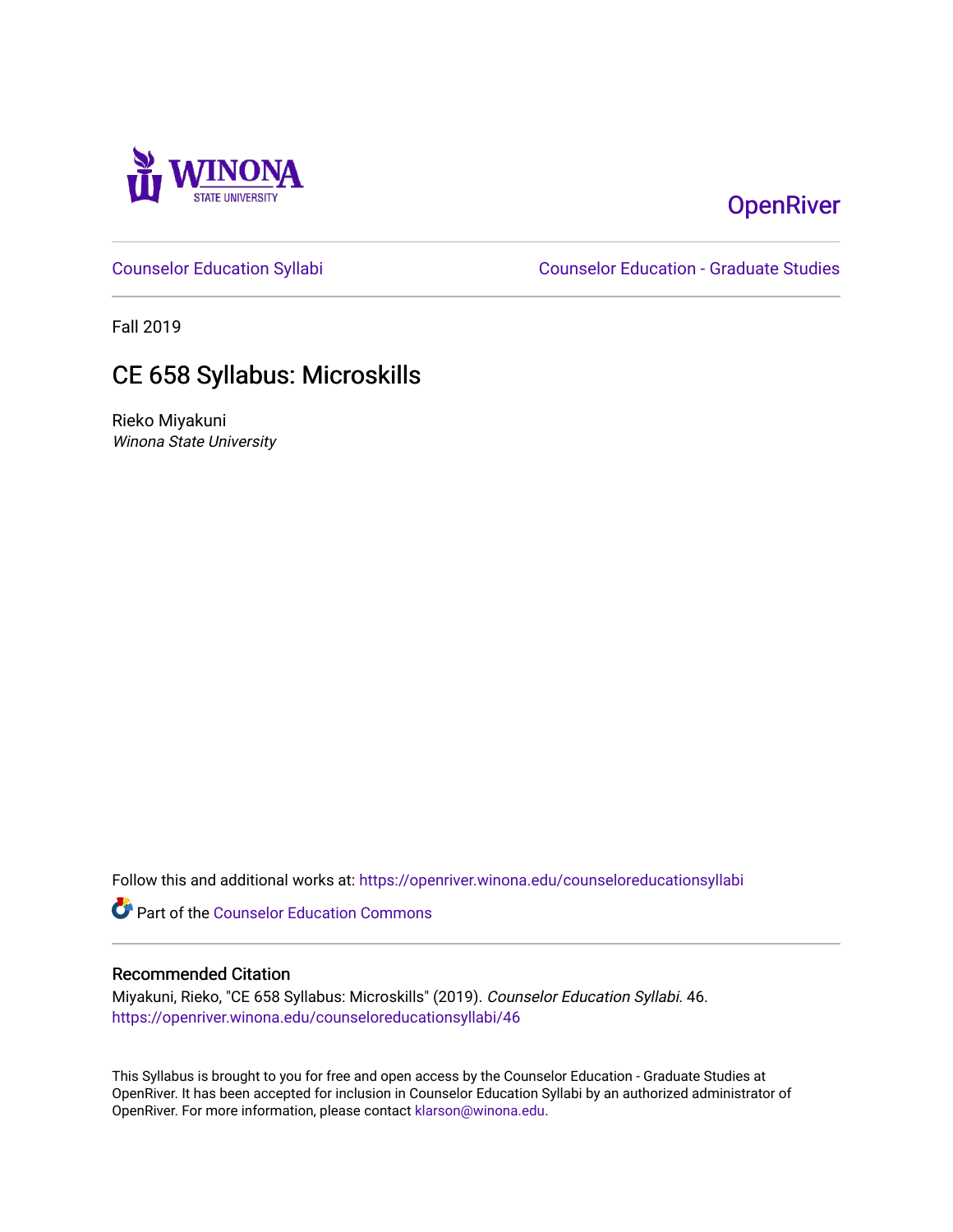Winona State University

OpenRiver

Counselor Education Syllabi

Counselor Education - Graduate Studies

Fall 2019

# CE 658 Syllabus: Microskills

Rieko Miyakuni

*Winona State University*

Follow this and additional works at: https://openriver.winona.edu/counseloreducationsyllabi

Part of the Counselor Education Commons

## Recommended Citation

Miyakuni, Rieko, "CE 658 Syllabus: Microskills" (2019). *Counselor Education Syllabi*. 46.
https://openriver.winona.edu/counseloreducationsyllabi/46

This Syllabus is brought to you for free and open access by the Counselor Education - Graduate Studies at OpenRiver. It has been accepted for inclusion in Counselor Education Syllabi by an authorized administrator of OpenRiver. For more information, please contact klarson@winona.edu.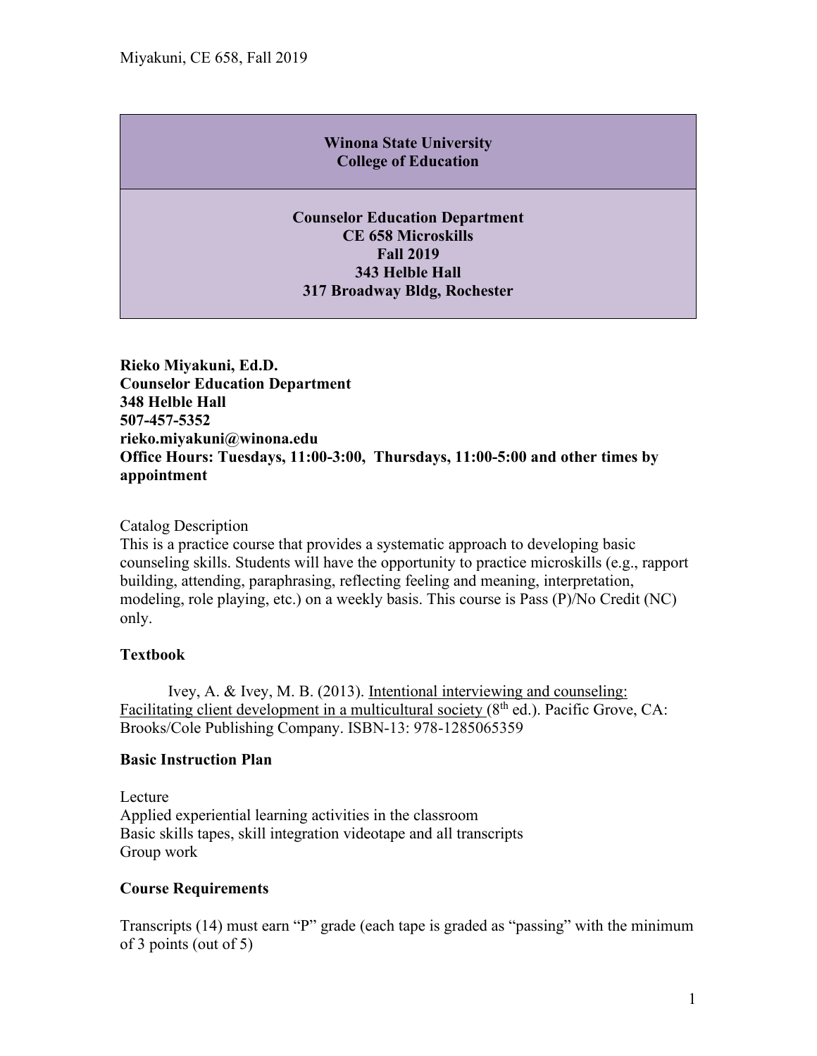**Winona State University**
**College of Education**

**Counselor Education Department**
**CE 658 Microskills**
**Fall 2019**
**343 Helble Hall**
**317 Broadway Bldg, Rochester**

**Rieko Miyakuni, Ed.D.**
**Counselor Education Department**
**348 Helble Hall**
**507-457-5352**
**rieko.miyakuni@winona.edu**
**Office Hours: Tuesdays, 11:00-3:00, Thursdays, 11:00-5:00 and other times by appointment**

Catalog Description
This is a practice course that provides a systematic approach to developing basic counseling skills. Students will have the opportunity to practice microskills (e.g., rapport building, attending, paraphrasing, reflecting feeling and meaning, interpretation, modeling, role playing, etc.) on a weekly basis. This course is Pass (P)/No Credit (NC) only.

### Textbook

Ivey, A. & Ivey, M. B. (2013). Intentional interviewing and counseling: Facilitating client development in a multicultural society (8th ed.). Pacific Grove, CA: Brooks/Cole Publishing Company. ISBN-13: 978-1285065359

### Basic Instruction Plan

Lecture
Applied experiential learning activities in the classroom
Basic skills tapes, skill integration videotape and all transcripts
Group work

### Course Requirements

Transcripts (14) must earn "P" grade (each tape is graded as "passing" with the minimum of 3 points (out of 5)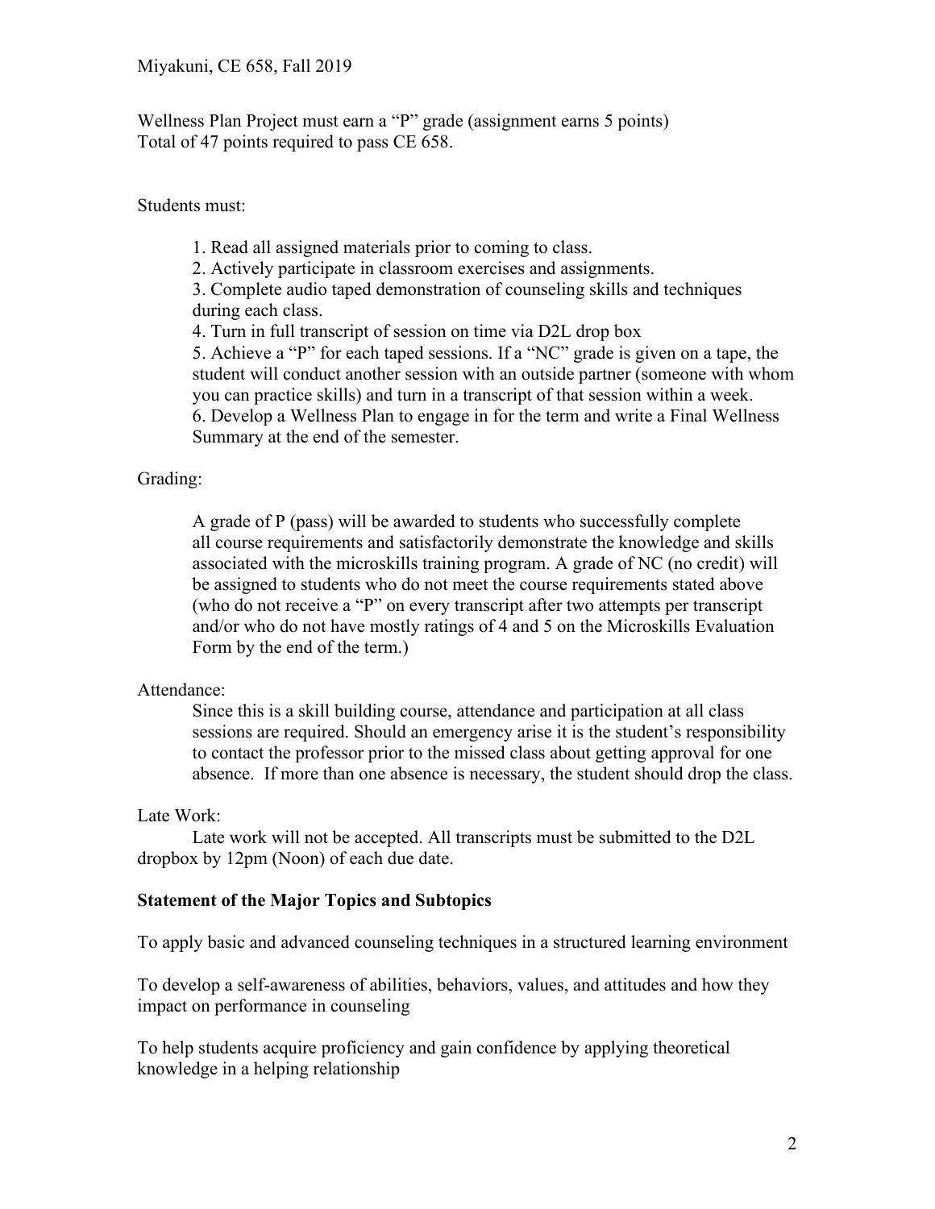Wellness Plan Project must earn a "P" grade (assignment earns 5 points)
Total of 47 points required to pass CE 658.

Students must:

1. Read all assigned materials prior to coming to class.
2. Actively participate in classroom exercises and assignments.
3. Complete audio taped demonstration of counseling skills and techniques during each class.
4. Turn in full transcript of session on time via D2L drop box
5. Achieve a "P" for each taped sessions. If a "NC" grade is given on a tape, the student will conduct another session with an outside partner (someone with whom you can practice skills) and turn in a transcript of that session within a week.
6. Develop a Wellness Plan to engage in for the term and write a Final Wellness Summary at the end of the semester.

Grading:

A grade of P (pass) will be awarded to students who successfully complete all course requirements and satisfactorily demonstrate the knowledge and skills associated with the microskills training program. A grade of NC (no credit) will be assigned to students who do not meet the course requirements stated above (who do not receive a "P" on every transcript after two attempts per transcript and/or who do not have mostly ratings of 4 and 5 on the Microskills Evaluation Form by the end of the term.)

Attendance:

Since this is a skill building course, attendance and participation at all class sessions are required. Should an emergency arise it is the student's responsibility to contact the professor prior to the missed class about getting approval for one absence. If more than one absence is necessary, the student should drop the class.

Late Work:

Late work will not be accepted. All transcripts must be submitted to the D2L dropbox by 12pm (Noon) of each due date.

**Statement of the Major Topics and Subtopics**

To apply basic and advanced counseling techniques in a structured learning environment

To develop a self-awareness of abilities, behaviors, values, and attitudes and how they impact on performance in counseling

To help students acquire proficiency and gain confidence by applying theoretical knowledge in a helping relationship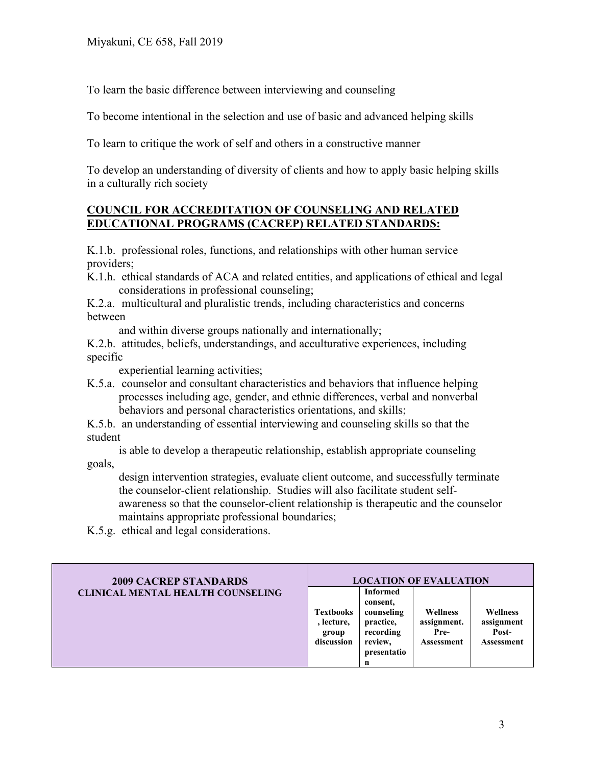To learn the basic difference between interviewing and counseling

To become intentional in the selection and use of basic and advanced helping skills

To learn to critique the work of self and others in a constructive manner

To develop an understanding of diversity of clients and how to apply basic helping skills in a culturally rich society

## COUNCIL FOR ACCREDITATION OF COUNSELING AND RELATED EDUCATIONAL PROGRAMS (CACREP) RELATED STANDARDS:

K.1.b. professional roles, functions, and relationships with other human service providers;

K.1.h. ethical standards of ACA and related entities, and applications of ethical and legal considerations in professional counseling;

K.2.a. multicultural and pluralistic trends, including characteristics and concerns between and within diverse groups nationally and internationally;

K.2.b. attitudes, beliefs, understandings, and acculturative experiences, including specific experiential learning activities;

K.5.a. counselor and consultant characteristics and behaviors that influence helping processes including age, gender, and ethnic differences, verbal and nonverbal behaviors and personal characteristics orientations, and skills;

K.5.b. an understanding of essential interviewing and counseling skills so that the student is able to develop a therapeutic relationship, establish appropriate counseling goals, design intervention strategies, evaluate client outcome, and successfully terminate the counselor-client relationship. Studies will also facilitate student self-awareness so that the counselor-client relationship is therapeutic and the counselor maintains appropriate professional boundaries;

K.5.g. ethical and legal considerations.

| **2009 CACREP STANDARDS CLINICAL MENTAL HEALTH COUNSELING** | **LOCATION OF EVALUATION** | | | |
|---|---|---|---|---|
| | **Textbooks, lecture, group discussion** | **Informed consent, counseling practice, recording review, presentation** | **Wellness assignment. Pre-Assessment** | **Wellness assignment Post-Assessment** |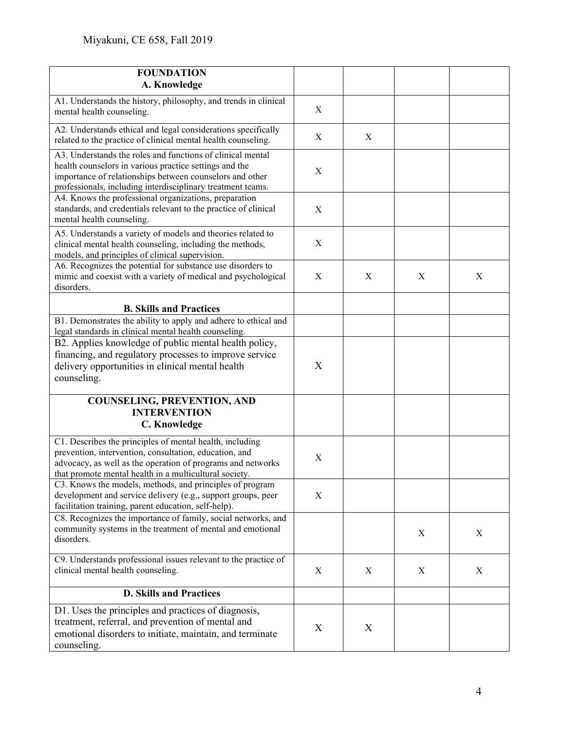| FOUNDATION<br>A. Knowledge | | | | |
|---|---|---|---|---|
| A1. Understands the history, philosophy, and trends in clinical mental health counseling. | X | | | |
| A2. Understands ethical and legal considerations specifically related to the practice of clinical mental health counseling. | X | X | | |
| A3. Understands the roles and functions of clinical mental health counselors in various practice settings and the importance of relationships between counselors and other professionals, including interdisciplinary treatment teams. | X | | | |
| A4. Knows the professional organizations, preparation standards, and credentials relevant to the practice of clinical mental health counseling. | X | | | |
| A5. Understands a variety of models and theories related to clinical mental health counseling, including the methods, models, and principles of clinical supervision. | X | | | |
| A6. Recognizes the potential for substance use disorders to mimic and coexist with a variety of medical and psychological disorders. | X | X | X | X |
| **B. Skills and Practices** | | | | |
| B1. Demonstrates the ability to apply and adhere to ethical and legal standards in clinical mental health counseling. | | | | |
| B2. Applies knowledge of public mental health policy, financing, and regulatory processes to improve service delivery opportunities in clinical mental health counseling. | X | | | |
| **COUNSELING, PREVENTION, AND INTERVENTION**<br>**C. Knowledge** | | | | |
| C1. Describes the principles of mental health, including prevention, intervention, consultation, education, and advocacy, as well as the operation of programs and networks that promote mental health in a multicultural society. | X | | | |
| C3. Knows the models, methods, and principles of program development and service delivery (e.g., support groups, peer facilitation training, parent education, self-help). | X | | | |
| C8. Recognizes the importance of family, social networks, and community systems in the treatment of mental and emotional disorders. | | | X | X |
| C9. Understands professional issues relevant to the practice of clinical mental health counseling. | X | X | X | X |
| **D. Skills and Practices** | | | | |
| D1. Uses the principles and practices of diagnosis, treatment, referral, and prevention of mental and emotional disorders to initiate, maintain, and terminate counseling. | X | X | | |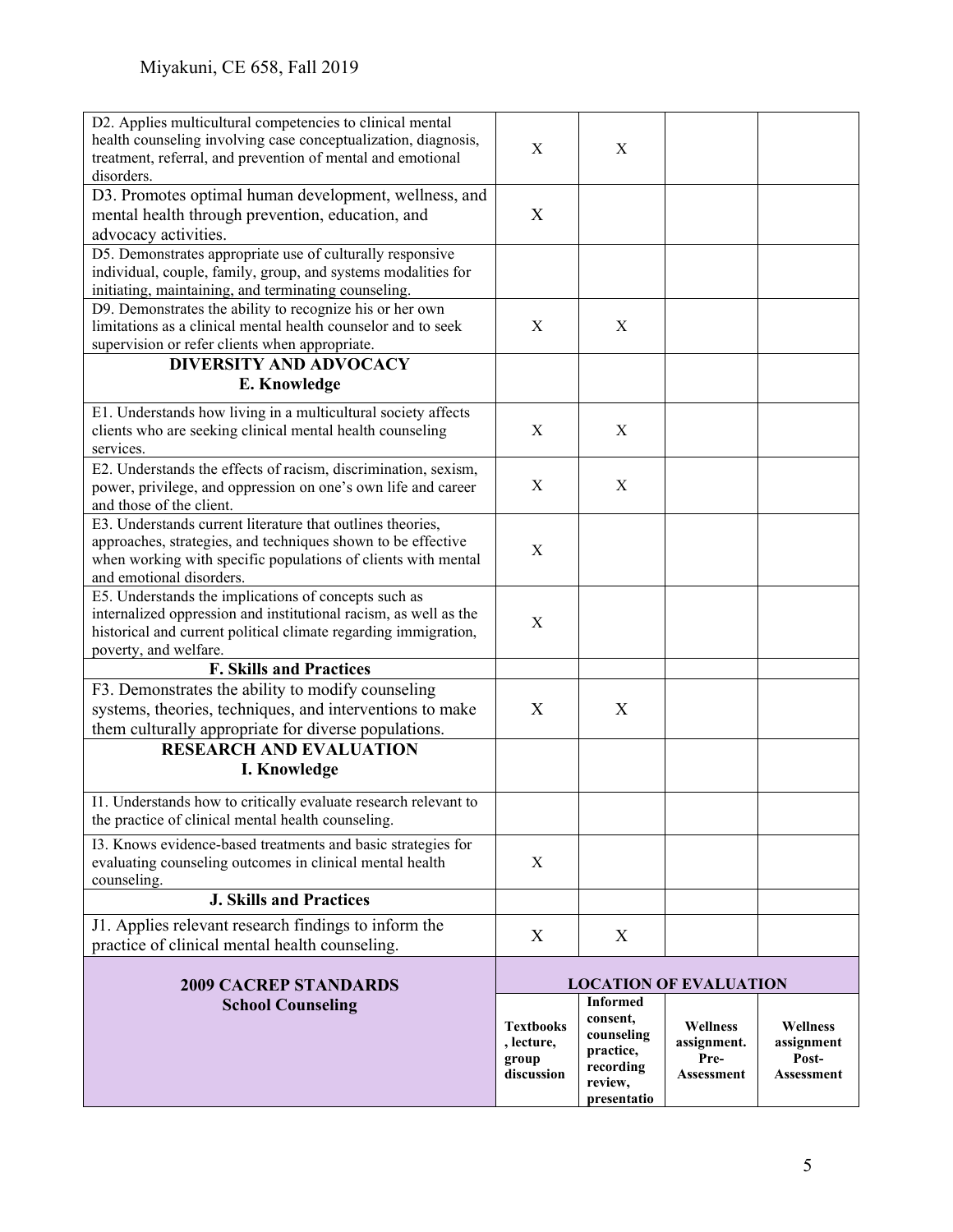| | | | | |
|---|---|---|---|---|
| D2. Applies multicultural competencies to clinical mental health counseling involving case conceptualization, diagnosis, treatment, referral, and prevention of mental and emotional disorders. | X | X | | |
| D3. Promotes optimal human development, wellness, and mental health through prevention, education, and advocacy activities. | X | | | |
| D5. Demonstrates appropriate use of culturally responsive individual, couple, family, group, and systems modalities for initiating, maintaining, and terminating counseling. | | | | |
| D9. Demonstrates the ability to recognize his or her own limitations as a clinical mental health counselor and to seek supervision or refer clients when appropriate. | X | X | | |
| **DIVERSITY AND ADVOCACY E. Knowledge** | | | | |
| E1. Understands how living in a multicultural society affects clients who are seeking clinical mental health counseling services. | X | X | | |
| E2. Understands the effects of racism, discrimination, sexism, power, privilege, and oppression on one's own life and career and those of the client. | X | X | | |
| E3. Understands current literature that outlines theories, approaches, strategies, and techniques shown to be effective when working with specific populations of clients with mental and emotional disorders. | X | | | |
| E5. Understands the implications of concepts such as internalized oppression and institutional racism, as well as the historical and current political climate regarding immigration, poverty, and welfare. | X | | | |
| **F. Skills and Practices** | | | | |
| F3. Demonstrates the ability to modify counseling systems, theories, techniques, and interventions to make them culturally appropriate for diverse populations. | X | X | | |
| **RESEARCH AND EVALUATION I. Knowledge** | | | | |
| I1. Understands how to critically evaluate research relevant to the practice of clinical mental health counseling. | | | | |
| I3. Knows evidence-based treatments and basic strategies for evaluating counseling outcomes in clinical mental health counseling. | X | | | |
| **J. Skills and Practices** | | | | |
| J1. Applies relevant research findings to inform the practice of clinical mental health counseling. | X | X | | |

| **2009 CACREP STANDARDS School Counseling** | **LOCATION OF EVALUATION** | | | |
|---|---|---|---|---|
| | **Textbooks, lecture, group discussion** | **Informed consent, counseling practice, recording review, presentatio** | **Wellness assignment. Pre-Assessment** | **Wellness assignment Post-Assessment** |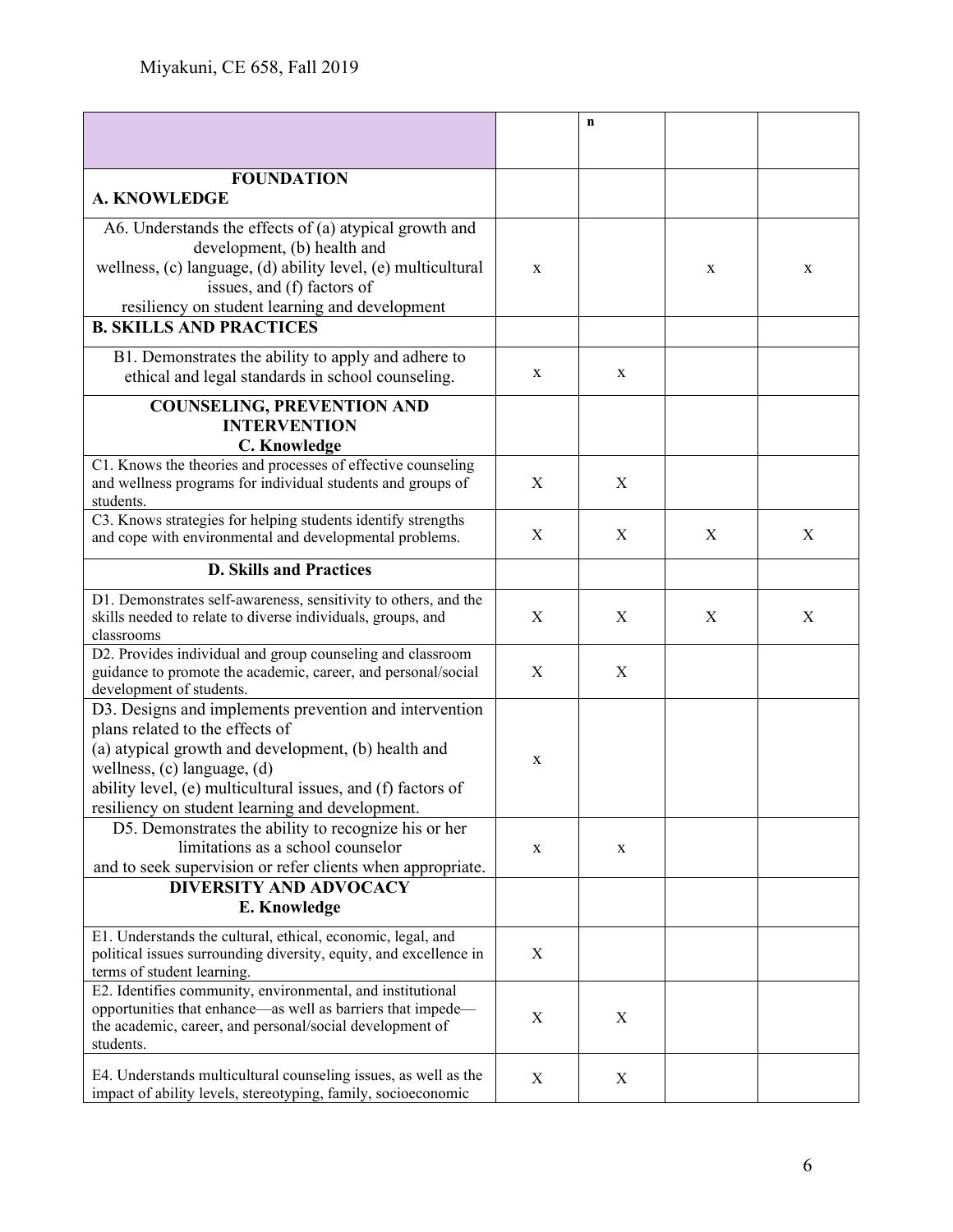| | | n | | |
|---|---|---|---|---|
| **FOUNDATION**<br>**A. KNOWLEDGE** | | | | |
| A6. Understands the effects of (a) atypical growth and development, (b) health and wellness, (c) language, (d) ability level, (e) multicultural issues, and (f) factors of resiliency on student learning and development | x | | x | x |
| **B. SKILLS AND PRACTICES** | | | | |
| B1. Demonstrates the ability to apply and adhere to ethical and legal standards in school counseling. | x | x | | |
| **COUNSELING, PREVENTION AND INTERVENTION**<br>**C. Knowledge** | | | | |
| C1. Knows the theories and processes of effective counseling and wellness programs for individual students and groups of students. | X | X | | |
| C3. Knows strategies for helping students identify strengths and cope with environmental and developmental problems. | X | X | X | X |
| **D. Skills and Practices** | | | | |
| D1. Demonstrates self-awareness, sensitivity to others, and the skills needed to relate to diverse individuals, groups, and classrooms | X | X | X | X |
| D2. Provides individual and group counseling and classroom guidance to promote the academic, career, and personal/social development of students. | X | X | | |
| D3. Designs and implements prevention and intervention plans related to the effects of (a) atypical growth and development, (b) health and wellness, (c) language, (d) ability level, (e) multicultural issues, and (f) factors of resiliency on student learning and development. | x | | | |
| D5. Demonstrates the ability to recognize his or her limitations as a school counselor and to seek supervision or refer clients when appropriate. | x | x | | |
| **DIVERSITY AND ADVOCACY**<br>**E. Knowledge** | | | | |
| E1. Understands the cultural, ethical, economic, legal, and political issues surrounding diversity, equity, and excellence in terms of student learning. | X | | | |
| E2. Identifies community, environmental, and institutional opportunities that enhance—as well as barriers that impede—the academic, career, and personal/social development of students. | X | X | | |
| E4. Understands multicultural counseling issues, as well as the impact of ability levels, stereotyping, family, socioeconomic | X | X | | |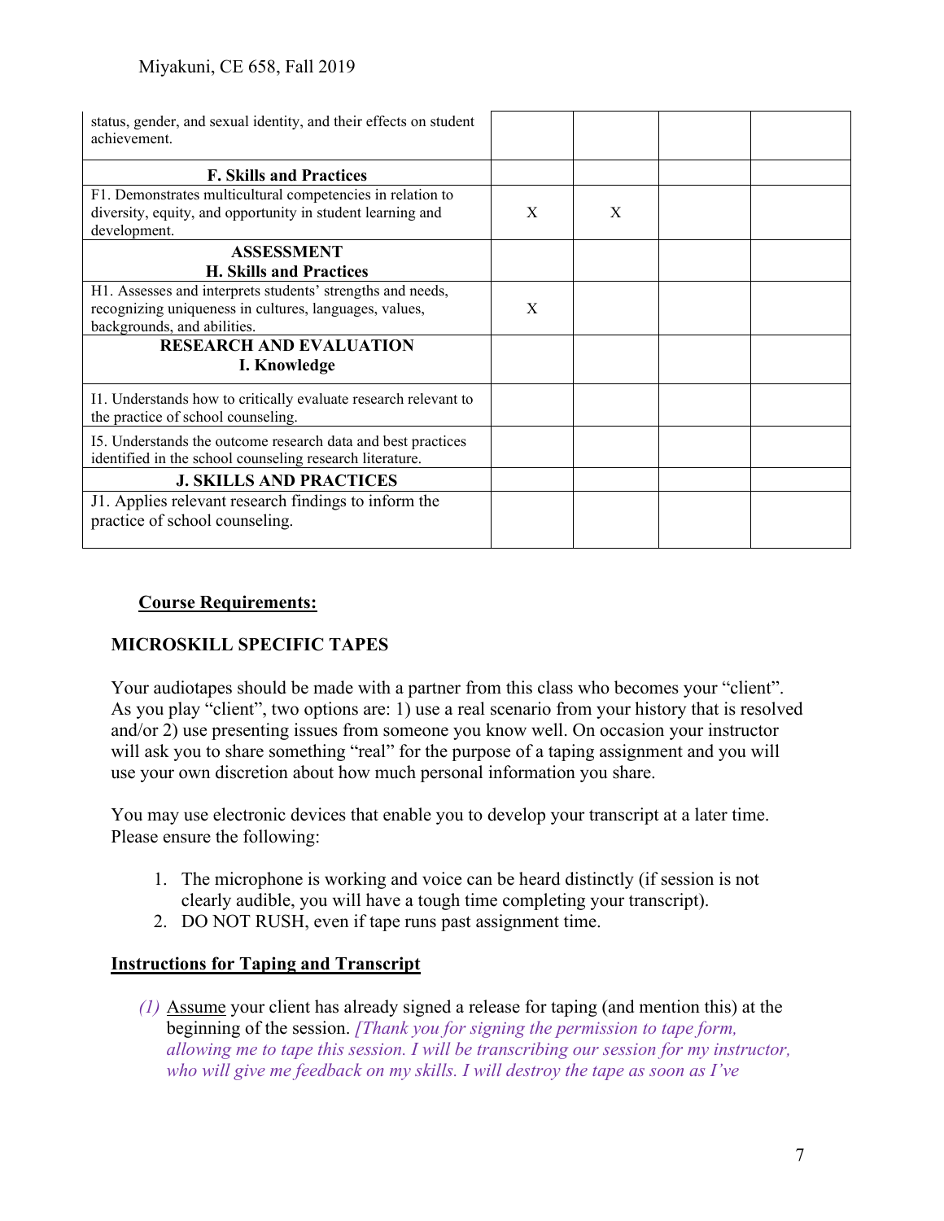| | | | | |
|---|---|---|---|---|
| status, gender, and sexual identity, and their effects on student achievement. | | | | |
| **F. Skills and Practices** | | | | |
| F1. Demonstrates multicultural competencies in relation to diversity, equity, and opportunity in student learning and development. | X | X | | |
| **ASSESSMENT<br>H. Skills and Practices** | | | | |
| H1. Assesses and interprets students' strengths and needs, recognizing uniqueness in cultures, languages, values, backgrounds, and abilities. | X | | | |
| **RESEARCH AND EVALUATION<br>I. Knowledge** | | | | |
| I1. Understands how to critically evaluate research relevant to the practice of school counseling. | | | | |
| I5. Understands the outcome research data and best practices identified in the school counseling research literature. | | | | |
| **J. SKILLS AND PRACTICES** | | | | |
| J1. Applies relevant research findings to inform the practice of school counseling. | | | | |

**<u>Course Requirements:</u>**

**MICROSKILL SPECIFIC TAPES**

Your audiotapes should be made with a partner from this class who becomes your "client". As you play "client", two options are: 1) use a real scenario from your history that is resolved and/or 2) use presenting issues from someone you know well. On occasion your instructor will ask you to share something "real" for the purpose of a taping assignment and you will use your own discretion about how much personal information you share.

You may use electronic devices that enable you to develop your transcript at a later time. Please ensure the following:

1. The microphone is working and voice can be heard distinctly (if session is not clearly audible, you will have a tough time completing your transcript).
2. DO NOT RUSH, even if tape runs past assignment time.

**<u>Instructions for Taping and Transcript</u>**

*(1)* <u>Assume</u> your client has already signed a release for taping (and mention this) at the beginning of the session. *[Thank you for signing the permission to tape form, allowing me to tape this session. I will be transcribing our session for my instructor, who will give me feedback on my skills. I will destroy the tape as soon as I've*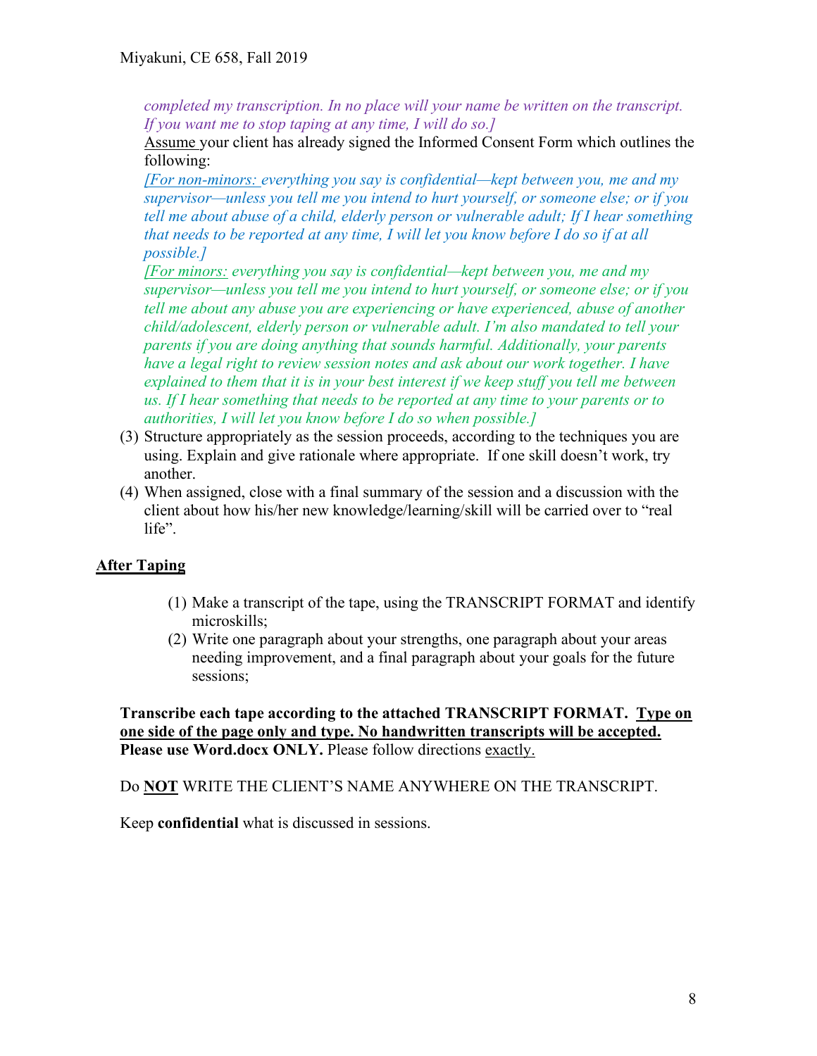*completed my transcription. In no place will your name be written on the transcript. If you want me to stop taping at any time, I will do so.]*

Assume your client has already signed the Informed Consent Form which outlines the following:

*[For non-minors: everything you say is confidential—kept between you, me and my supervisor—unless you tell me you intend to hurt yourself, or someone else; or if you tell me about abuse of a child, elderly person or vulnerable adult; If I hear something that needs to be reported at any time, I will let you know before I do so if at all possible.]*

*[For minors: everything you say is confidential—kept between you, me and my supervisor—unless you tell me you intend to hurt yourself, or someone else; or if you tell me about any abuse you are experiencing or have experienced, abuse of another child/adolescent, elderly person or vulnerable adult. I'm also mandated to tell your parents if you are doing anything that sounds harmful. Additionally, your parents have a legal right to review session notes and ask about our work together. I have explained to them that it is in your best interest if we keep stuff you tell me between us. If I hear something that needs to be reported at any time to your parents or to authorities, I will let you know before I do so when possible.]*

(3) Structure appropriately as the session proceeds, according to the techniques you are using. Explain and give rationale where appropriate. If one skill doesn't work, try another.
(4) When assigned, close with a final summary of the session and a discussion with the client about how his/her new knowledge/learning/skill will be carried over to "real life".

## After Taping

(1) Make a transcript of the tape, using the TRANSCRIPT FORMAT and identify microskills;
(2) Write one paragraph about your strengths, one paragraph about your areas needing improvement, and a final paragraph about your goals for the future sessions;

**Transcribe each tape according to the attached TRANSCRIPT FORMAT. Type on one side of the page only and type. No handwritten transcripts will be accepted. Please use Word.docx ONLY.** Please follow directions exactly.

Do **NOT** WRITE THE CLIENT'S NAME ANYWHERE ON THE TRANSCRIPT.

Keep **confidential** what is discussed in sessions.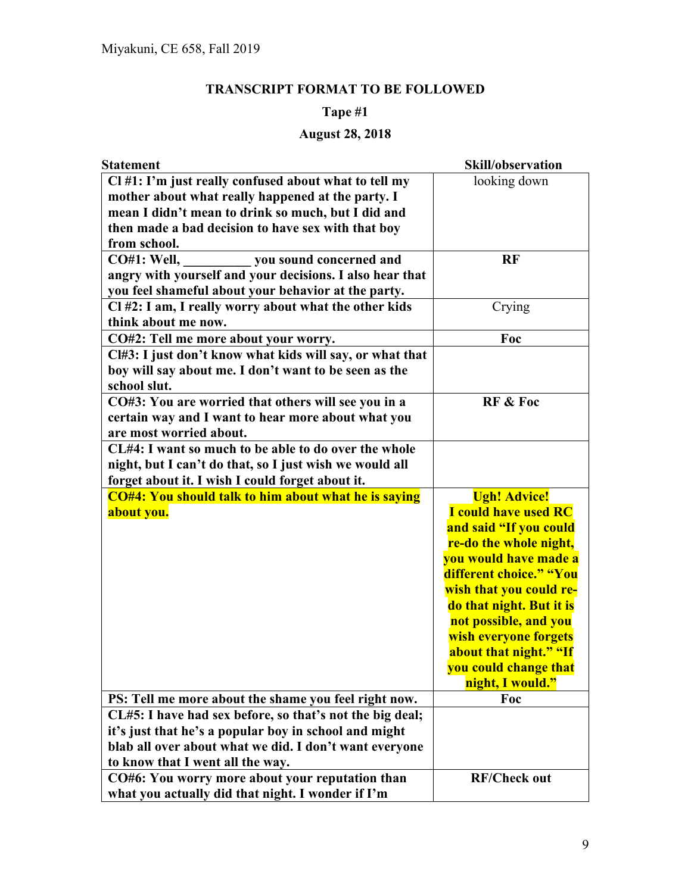## TRANSCRIPT FORMAT TO BE FOLLOWED

### Tape #1

### August 28, 2018

| Statement | Skill/observation |
|---|---|
| **Cl #1: I'm just really confused about what to tell my mother about what really happened at the party. I mean I didn't mean to drink so much, but I did and then made a bad decision to have sex with that boy from school.** | looking down |
| **CO#1: Well, __________ you sound concerned and angry with yourself and your decisions. I also hear that you feel shameful about your behavior at the party.** | **RF** |
| **Cl #2: I am, I really worry about what the other kids think about me now.** | Crying |
| **CO#2: Tell me more about your worry.** | **Foc** |
| **Cl#3: I just don't know what kids will say, or what that boy will say about me. I don't want to be seen as the school slut.** | |
| **CO#3: You are worried that others will see you in a certain way and I want to hear more about what you are most worried about.** | **RF & Foc** |
| **CL#4: I want so much to be able to do over the whole night, but I can't do that, so I just wish we would all forget about it. I wish I could forget about it.** | |
| **CO#4: You should talk to him about what he is saying about you.** | **Ugh! Advice! I could have used RC and said "If you could re-do the whole night, you would have made a different choice." "You wish that you could re-do that night. But it is not possible, and you wish everyone forgets about that night." "If you could change that night, I would."** |
| **PS: Tell me more about the shame you feel right now.** | **Foc** |
| **CL#5: I have had sex before, so that's not the big deal; it's just that he's a popular boy in school and might blab all over about what we did. I don't want everyone to know that I went all the way.** | |
| **CO#6: You worry more about your reputation than what you actually did that night. I wonder if I'm** | **RF/Check out** |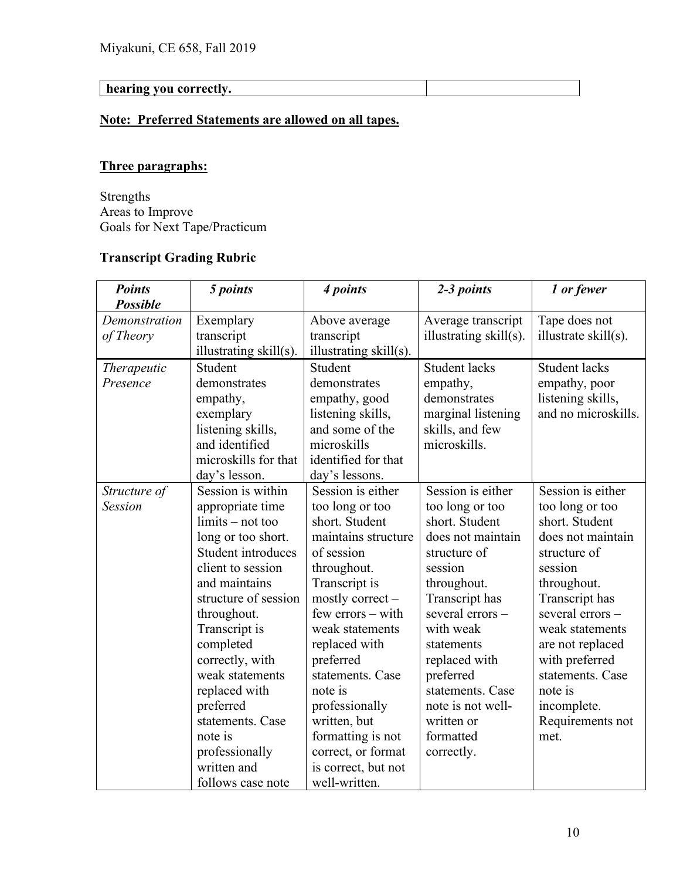| **hearing you correctly.** | |
|---|---|

**Note: Preferred Statements are allowed on all tapes.**

**Three paragraphs:**

Strengths
Areas to Improve
Goals for Next Tape/Practicum

**Transcript Grading Rubric**

| ***Points Possible*** | ***5 points*** | ***4 points*** | ***2-3 points*** | ***1 or fewer*** |
|---|---|---|---|---|
| *Demonstration of Theory* | Exemplary transcript illustrating skill(s). | Above average transcript illustrating skill(s). | Average transcript illustrating skill(s). | Tape does not illustrate skill(s). |
| *Therapeutic Presence* | Student demonstrates empathy, exemplary listening skills, and identified microskills for that day's lesson. | Student demonstrates empathy, good listening skills, and some of the microskills identified for that day's lessons. | Student lacks empathy, demonstrates marginal listening skills, and few microskills. | Student lacks empathy, poor listening skills, and no microskills. |
| *Structure of Session* | Session is within appropriate time limits – not too long or too short. Student introduces client to session and maintains structure of session throughout. Transcript is completed correctly, with weak statements replaced with preferred statements. Case note is professionally written and follows case note | Session is either too long or too short. Student maintains structure of session throughout. Transcript is mostly correct – few errors – with weak statements replaced with preferred statements. Case note is professionally written, but formatting is not correct, or format is correct, but not well-written. | Session is either too long or too short. Student does not maintain structure of session throughout. Transcript has several errors – with weak statements replaced with preferred statements. Case note is not well-written or formatted correctly. | Session is either too long or too short. Student does not maintain structure of session throughout. Transcript has several errors – weak statements are not replaced with preferred statements. Case note is incomplete. Requirements not met. |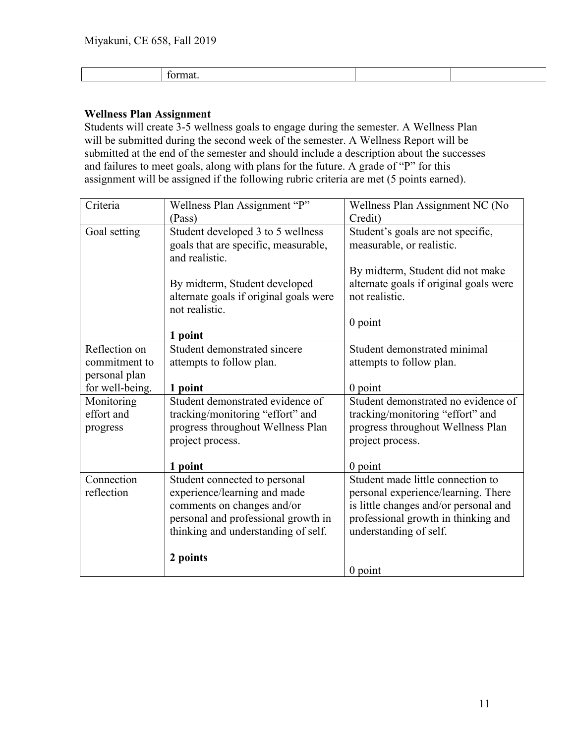| | format. | | | |
|---|---|---|---|---|

**Wellness Plan Assignment**

Students will create 3-5 wellness goals to engage during the semester. A Wellness Plan will be submitted during the second week of the semester. A Wellness Report will be submitted at the end of the semester and should include a description about the successes and failures to meet goals, along with plans for the future. A grade of "P" for this assignment will be assigned if the following rubric criteria are met (5 points earned).

| Criteria | Wellness Plan Assignment "P" (Pass) | Wellness Plan Assignment NC (No Credit) |
|---|---|---|
| Goal setting | Student developed 3 to 5 wellness goals that are specific, measurable, and realistic.<br><br>By midterm, Student developed alternate goals if original goals were not realistic.<br><br>**1 point** | Student's goals are not specific, measurable, or realistic.<br><br>By midterm, Student did not make alternate goals if original goals were not realistic.<br><br>0 point |
| Reflection on commitment to personal plan for well-being. | Student demonstrated sincere attempts to follow plan.<br><br>**1 point** | Student demonstrated minimal attempts to follow plan.<br><br>0 point |
| Monitoring effort and progress | Student demonstrated evidence of tracking/monitoring "effort" and progress throughout Wellness Plan project process.<br><br>**1 point** | Student demonstrated no evidence of tracking/monitoring "effort" and progress throughout Wellness Plan project process.<br><br>0 point |
| Connection reflection | Student connected to personal experience/learning and made comments on changes and/or personal and professional growth in thinking and understanding of self.<br><br>**2 points** | Student made little connection to personal experience/learning. There is little changes and/or personal and professional growth in thinking and understanding of self.<br><br>0 point |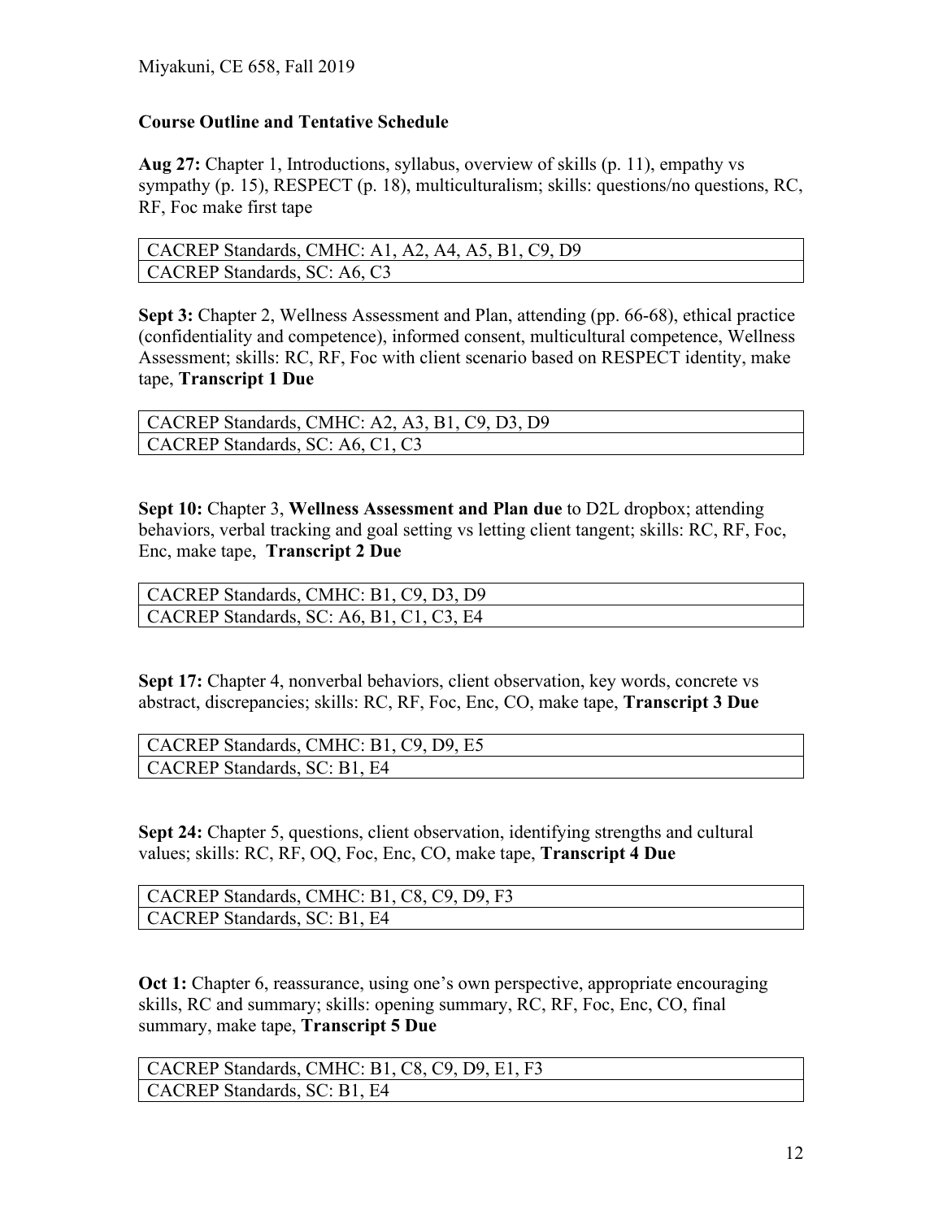### Course Outline and Tentative Schedule

**Aug 27:** Chapter 1, Introductions, syllabus, overview of skills (p. 11), empathy vs sympathy (p. 15), RESPECT (p. 18), multiculturalism; skills: questions/no questions, RC, RF, Foc make first tape

| CACREP Standards, CMHC: A1, A2, A4, A5, B1, C9, D9 |
|---|
| CACREP Standards, SC: A6, C3 |

**Sept 3:** Chapter 2, Wellness Assessment and Plan, attending (pp. 66-68), ethical practice (confidentiality and competence), informed consent, multicultural competence, Wellness Assessment; skills: RC, RF, Foc with client scenario based on RESPECT identity, make tape, **Transcript 1 Due**

| CACREP Standards, CMHC: A2, A3, B1, C9, D3, D9 |
|---|
| CACREP Standards, SC: A6, C1, C3 |

**Sept 10:** Chapter 3, **Wellness Assessment and Plan due** to D2L dropbox; attending behaviors, verbal tracking and goal setting vs letting client tangent; skills: RC, RF, Foc, Enc, make tape, **Transcript 2 Due**

| CACREP Standards, CMHC: B1, C9, D3, D9 |
|---|
| CACREP Standards, SC: A6, B1, C1, C3, E4 |

**Sept 17:** Chapter 4, nonverbal behaviors, client observation, key words, concrete vs abstract, discrepancies; skills: RC, RF, Foc, Enc, CO, make tape, **Transcript 3 Due**

| CACREP Standards, CMHC: B1, C9, D9, E5 |
|---|
| CACREP Standards, SC: B1, E4 |

**Sept 24:** Chapter 5, questions, client observation, identifying strengths and cultural values; skills: RC, RF, OQ, Foc, Enc, CO, make tape, **Transcript 4 Due**

| CACREP Standards, CMHC: B1, C8, C9, D9, F3 |
|---|
| CACREP Standards, SC: B1, E4 |

**Oct 1:** Chapter 6, reassurance, using one's own perspective, appropriate encouraging skills, RC and summary; skills: opening summary, RC, RF, Foc, Enc, CO, final summary, make tape, **Transcript 5 Due**

| CACREP Standards, CMHC: B1, C8, C9, D9, E1, F3 |
|---|
| CACREP Standards, SC: B1, E4 |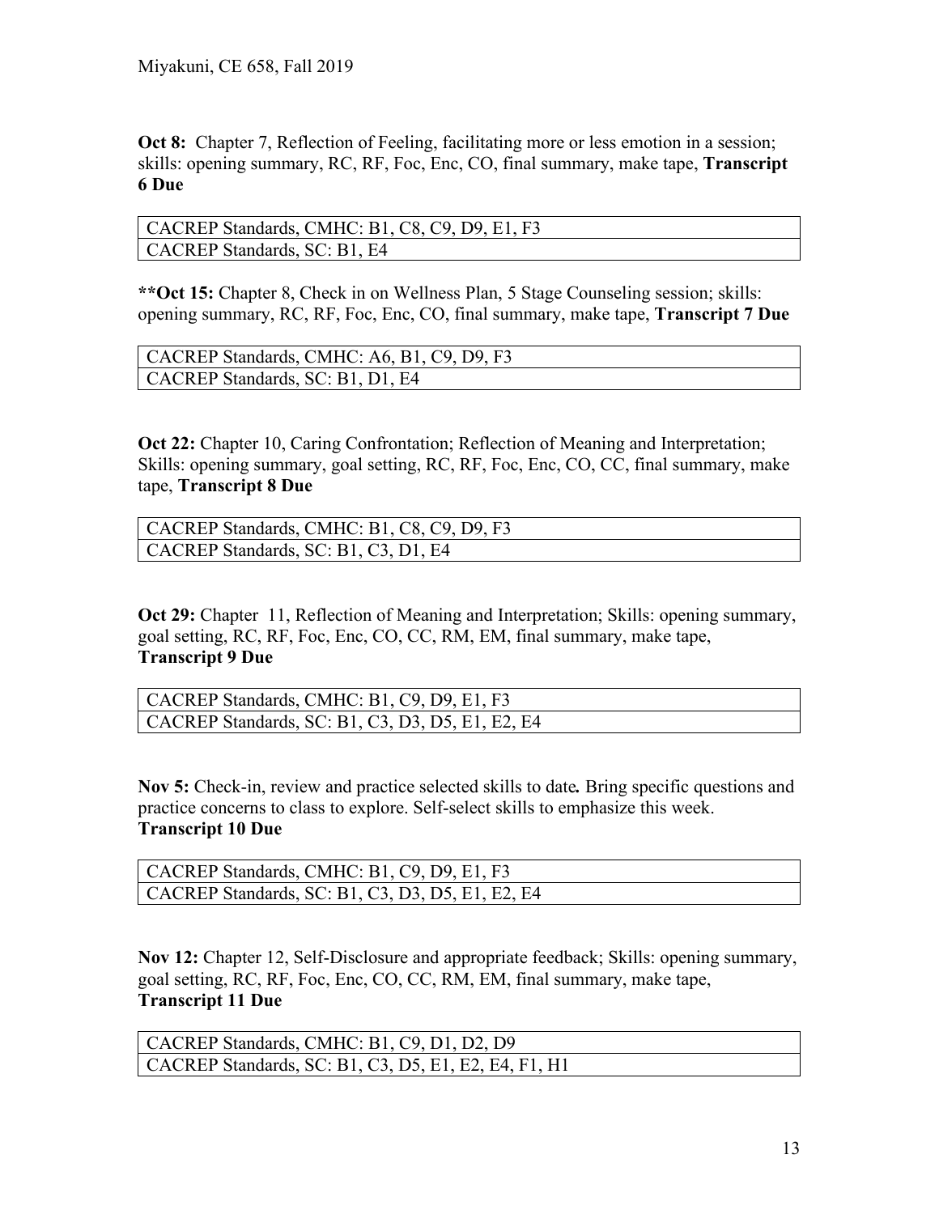**Oct 8:** Chapter 7, Reflection of Feeling, facilitating more or less emotion in a session; skills: opening summary, RC, RF, Foc, Enc, CO, final summary, make tape, **Transcript 6 Due**

| CACREP Standards, CMHC: B1, C8, C9, D9, E1, F3 |
|---|
| CACREP Standards, SC: B1, E4 |

****Oct 15:** Chapter 8, Check in on Wellness Plan, 5 Stage Counseling session; skills: opening summary, RC, RF, Foc, Enc, CO, final summary, make tape, **Transcript 7 Due**

| CACREP Standards, CMHC: A6, B1, C9, D9, F3 |
|---|
| CACREP Standards, SC: B1, D1, E4 |

**Oct 22:** Chapter 10, Caring Confrontation; Reflection of Meaning and Interpretation; Skills: opening summary, goal setting, RC, RF, Foc, Enc, CO, CC, final summary, make tape, **Transcript 8 Due**

| CACREP Standards, CMHC: B1, C8, C9, D9, F3 |
|---|
| CACREP Standards, SC: B1, C3, D1, E4 |

**Oct 29:** Chapter 11, Reflection of Meaning and Interpretation; Skills: opening summary, goal setting, RC, RF, Foc, Enc, CO, CC, RM, EM, final summary, make tape, **Transcript 9 Due**

| CACREP Standards, CMHC: B1, C9, D9, E1, F3 |
|---|
| CACREP Standards, SC: B1, C3, D3, D5, E1, E2, E4 |

**Nov 5:** Check-in, review and practice selected skills to date*.* Bring specific questions and practice concerns to class to explore. Self-select skills to emphasize this week. **Transcript 10 Due**

| CACREP Standards, CMHC: B1, C9, D9, E1, F3 |
|---|
| CACREP Standards, SC: B1, C3, D3, D5, E1, E2, E4 |

**Nov 12:** Chapter 12, Self-Disclosure and appropriate feedback; Skills: opening summary, goal setting, RC, RF, Foc, Enc, CO, CC, RM, EM, final summary, make tape, **Transcript 11 Due**

| CACREP Standards, CMHC: B1, C9, D1, D2, D9 |
|---|
| CACREP Standards, SC: B1, C3, D5, E1, E2, E4, F1, H1 |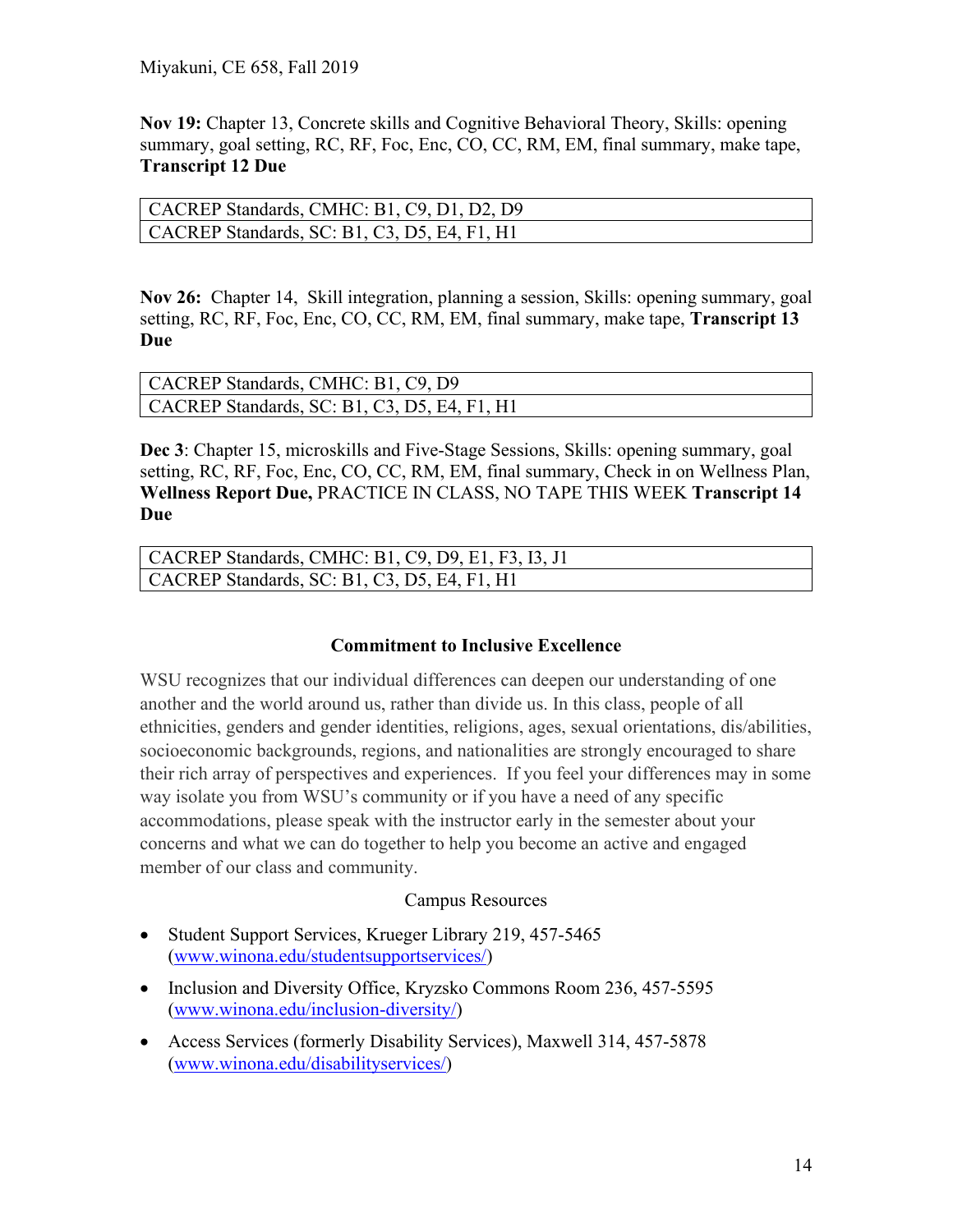**Nov 19:** Chapter 13, Concrete skills and Cognitive Behavioral Theory, Skills: opening summary, goal setting, RC, RF, Foc, Enc, CO, CC, RM, EM, final summary, make tape, **Transcript 12 Due**

| CACREP Standards, CMHC: B1, C9, D1, D2, D9 |
|---|
| CACREP Standards, SC: B1, C3, D5, E4, F1, H1 |

**Nov 26:** Chapter 14, Skill integration, planning a session, Skills: opening summary, goal setting, RC, RF, Foc, Enc, CO, CC, RM, EM, final summary, make tape, **Transcript 13 Due**

| CACREP Standards, CMHC: B1, C9, D9 |
|---|
| CACREP Standards, SC: B1, C3, D5, E4, F1, H1 |

**Dec 3**: Chapter 15, microskills and Five-Stage Sessions, Skills: opening summary, goal setting, RC, RF, Foc, Enc, CO, CC, RM, EM, final summary, Check in on Wellness Plan, **Wellness Report Due,** PRACTICE IN CLASS, NO TAPE THIS WEEK **Transcript 14 Due**

| CACREP Standards, CMHC: B1, C9, D9, E1, F3, I3, J1 |
|---|
| CACREP Standards, SC: B1, C3, D5, E4, F1, H1 |

## Commitment to Inclusive Excellence

WSU recognizes that our individual differences can deepen our understanding of one another and the world around us, rather than divide us. In this class, people of all ethnicities, genders and gender identities, religions, ages, sexual orientations, dis/abilities, socioeconomic backgrounds, regions, and nationalities are strongly encouraged to share their rich array of perspectives and experiences. If you feel your differences may in some way isolate you from WSU's community or if you have a need of any specific accommodations, please speak with the instructor early in the semester about your concerns and what we can do together to help you become an active and engaged member of our class and community.

Campus Resources

- Student Support Services, Krueger Library 219, 457-5465 (www.winona.edu/studentsupportservices/)
- Inclusion and Diversity Office, Kryzsko Commons Room 236, 457-5595 (www.winona.edu/inclusion-diversity/)
- Access Services (formerly Disability Services), Maxwell 314, 457-5878 (www.winona.edu/disabilityservices/)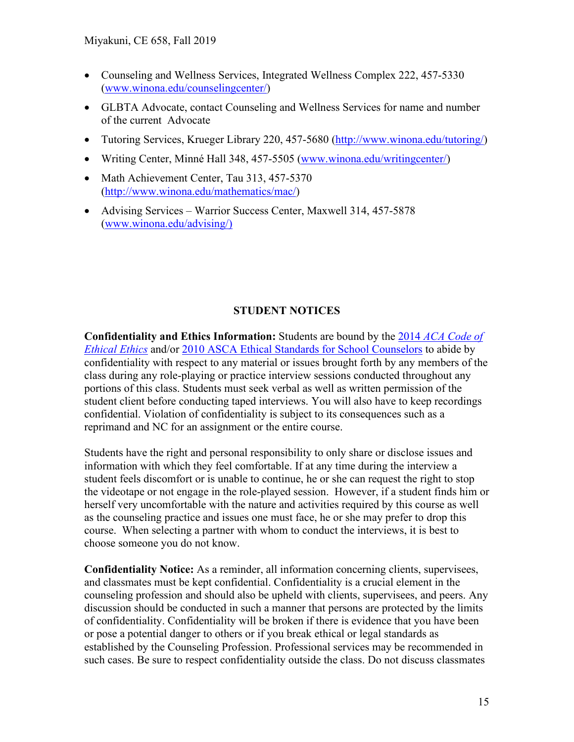- Counseling and Wellness Services, Integrated Wellness Complex 222, 457-5330 ([www.winona.edu/counselingcenter/](www.winona.edu/counselingcenter/))
- GLBTA Advocate, contact Counseling and Wellness Services for name and number of the current Advocate
- Tutoring Services, Krueger Library 220, 457-5680 ([http://www.winona.edu/tutoring/](http://www.winona.edu/tutoring/))
- Writing Center, Minné Hall 348, 457-5505 ([www.winona.edu/writingcenter/](www.winona.edu/writingcenter/))
- Math Achievement Center, Tau 313, 457-5370 ([http://www.winona.edu/mathematics/mac/](http://www.winona.edu/mathematics/mac/))
- Advising Services – Warrior Success Center, Maxwell 314, 457-5878 ([www.winona.edu/advising/)](www.winona.edu/advising/))

## STUDENT NOTICES

**Confidentiality and Ethics Information:** Students are bound by the 2014 *ACA Code of Ethical Ethics* and/or 2010 ASCA Ethical Standards for School Counselors to abide by confidentiality with respect to any material or issues brought forth by any members of the class during any role-playing or practice interview sessions conducted throughout any portions of this class. Students must seek verbal as well as written permission of the student client before conducting taped interviews. You will also have to keep recordings confidential. Violation of confidentiality is subject to its consequences such as a reprimand and NC for an assignment or the entire course.

Students have the right and personal responsibility to only share or disclose issues and information with which they feel comfortable. If at any time during the interview a student feels discomfort or is unable to continue, he or she can request the right to stop the videotape or not engage in the role-played session. However, if a student finds him or herself very uncomfortable with the nature and activities required by this course as well as the counseling practice and issues one must face, he or she may prefer to drop this course. When selecting a partner with whom to conduct the interviews, it is best to choose someone you do not know.

**Confidentiality Notice:** As a reminder, all information concerning clients, supervisees, and classmates must be kept confidential. Confidentiality is a crucial element in the counseling profession and should also be upheld with clients, supervisees, and peers. Any discussion should be conducted in such a manner that persons are protected by the limits of confidentiality. Confidentiality will be broken if there is evidence that you have been or pose a potential danger to others or if you break ethical or legal standards as established by the Counseling Profession. Professional services may be recommended in such cases. Be sure to respect confidentiality outside the class. Do not discuss classmates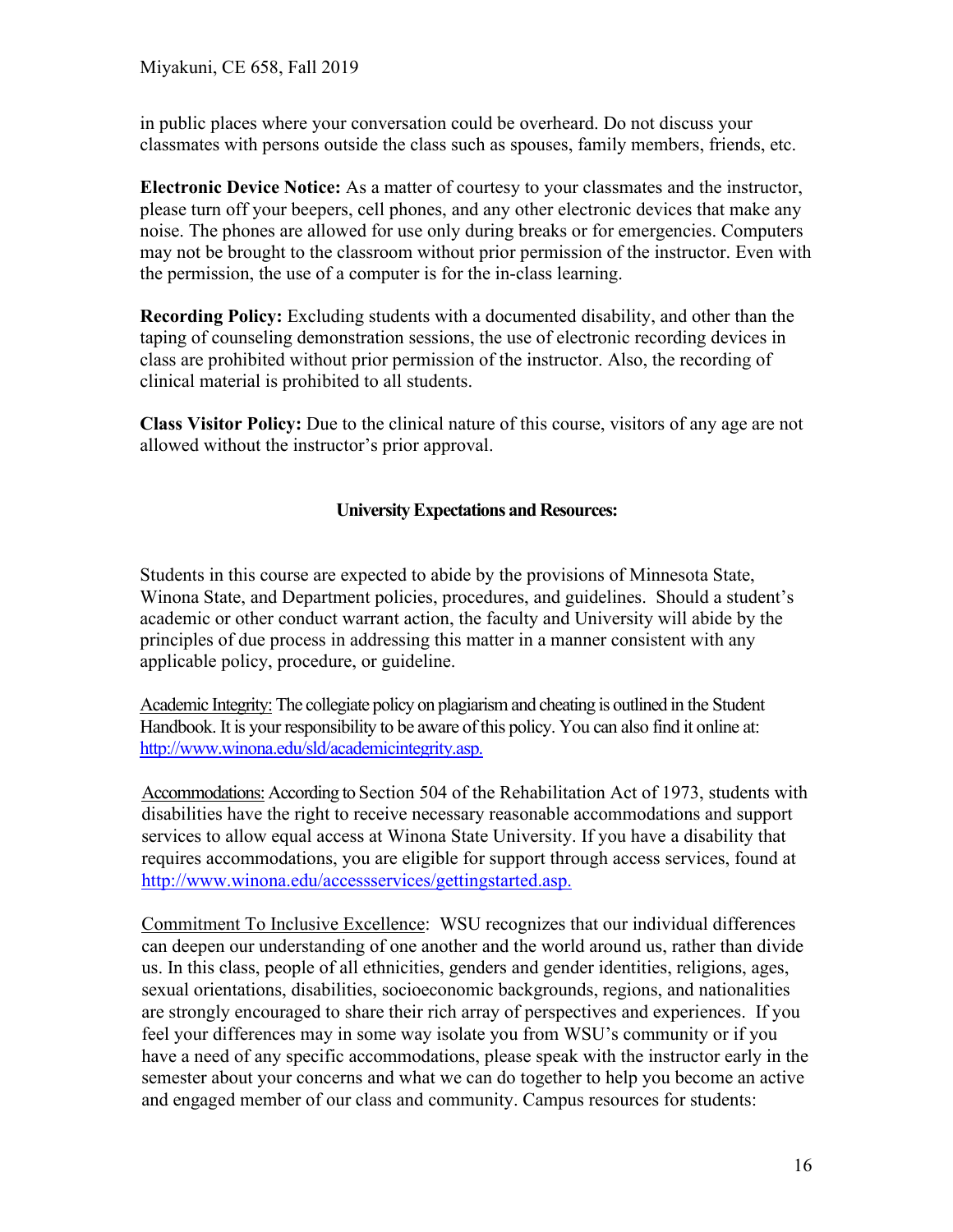in public places where your conversation could be overheard. Do not discuss your classmates with persons outside the class such as spouses, family members, friends, etc.

**Electronic Device Notice:** As a matter of courtesy to your classmates and the instructor, please turn off your beepers, cell phones, and any other electronic devices that make any noise. The phones are allowed for use only during breaks or for emergencies. Computers may not be brought to the classroom without prior permission of the instructor. Even with the permission, the use of a computer is for the in-class learning.

**Recording Policy:** Excluding students with a documented disability, and other than the taping of counseling demonstration sessions, the use of electronic recording devices in class are prohibited without prior permission of the instructor. Also, the recording of clinical material is prohibited to all students.

**Class Visitor Policy:** Due to the clinical nature of this course, visitors of any age are not allowed without the instructor's prior approval.

## University Expectations and Resources:

Students in this course are expected to abide by the provisions of Minnesota State, Winona State, and Department policies, procedures, and guidelines. Should a student's academic or other conduct warrant action, the faculty and University will abide by the principles of due process in addressing this matter in a manner consistent with any applicable policy, procedure, or guideline.

<u>Academic Integrity:</u> The collegiate policy on plagiarism and cheating is outlined in the Student Handbook. It is your responsibility to be aware of this policy. You can also find it online at: http://www.winona.edu/sld/academicintegrity.asp.

<u>Accommodations:</u> According to Section 504 of the Rehabilitation Act of 1973, students with disabilities have the right to receive necessary reasonable accommodations and support services to allow equal access at Winona State University. If you have a disability that requires accommodations, you are eligible for support through access services, found at http://www.winona.edu/accessservices/gettingstarted.asp.

<u>Commitment To Inclusive Excellence</u>: WSU recognizes that our individual differences can deepen our understanding of one another and the world around us, rather than divide us. In this class, people of all ethnicities, genders and gender identities, religions, ages, sexual orientations, disabilities, socioeconomic backgrounds, regions, and nationalities are strongly encouraged to share their rich array of perspectives and experiences. If you feel your differences may in some way isolate you from WSU's community or if you have a need of any specific accommodations, please speak with the instructor early in the semester about your concerns and what we can do together to help you become an active and engaged member of our class and community. Campus resources for students: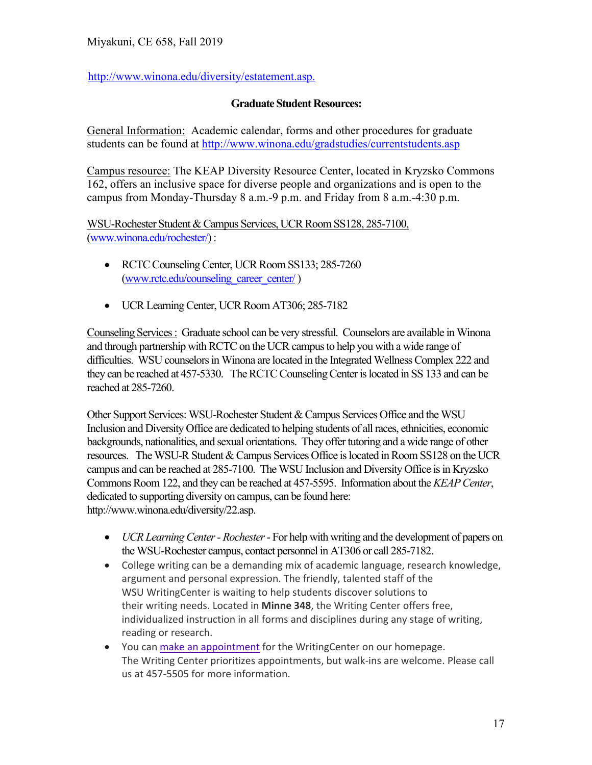http://www.winona.edu/diversity/estatement.asp.

**Graduate Student Resources:**

General Information: Academic calendar, forms and other procedures for graduate students can be found at http://www.winona.edu/gradstudies/currentstudents.asp

Campus resource: The KEAP Diversity Resource Center, located in Kryzsko Commons 162, offers an inclusive space for diverse people and organizations and is open to the campus from Monday-Thursday 8 a.m.-9 p.m. and Friday from 8 a.m.-4:30 p.m.

WSU-Rochester Student & Campus Services, UCR Room SS128, 285-7100, (www.winona.edu/rochester/) :

- RCTC Counseling Center, UCR Room SS133; 285-7260 (www.rctc.edu/counseling_career_center/ )
- UCR Learning Center, UCR Room AT306; 285-7182

Counseling Services : Graduate school can be very stressful. Counselors are available in Winona and through partnership with RCTC on the UCR campus to help you with a wide range of difficulties. WSU counselors in Winona are located in the Integrated Wellness Complex 222 and they can be reached at 457-5330. The RCTC Counseling Center is located in SS 133 and can be reached at 285-7260.

Other Support Services: WSU-Rochester Student & Campus Services Office and the WSU Inclusion and Diversity Office are dedicated to helping students of all races, ethnicities, economic backgrounds, nationalities, and sexual orientations. They offer tutoring and a wide range of other resources. The WSU-R Student & Campus Services Office is located in Room SS128 on the UCR campus and can be reached at 285-7100. The WSU Inclusion and Diversity Office is in Kryzsko Commons Room 122, and they can be reached at 457-5595. Information about the *KEAP Center*, dedicated to supporting diversity on campus, can be found here: http://www.winona.edu/diversity/22.asp.

- *UCR Learning Center - Rochester* - For help with writing and the development of papers on the WSU-Rochester campus, contact personnel in AT306 or call 285-7182.
- College writing can be a demanding mix of academic language, research knowledge, argument and personal expression. The friendly, talented staff of the WSU WritingCenter is waiting to help students discover solutions to their writing needs. Located in **Minne 348**, the Writing Center offers free, individualized instruction in all forms and disciplines during any stage of writing, reading or research.
- You can make an appointment for the WritingCenter on our homepage. The Writing Center prioritizes appointments, but walk-ins are welcome. Please call us at 457-5505 for more information.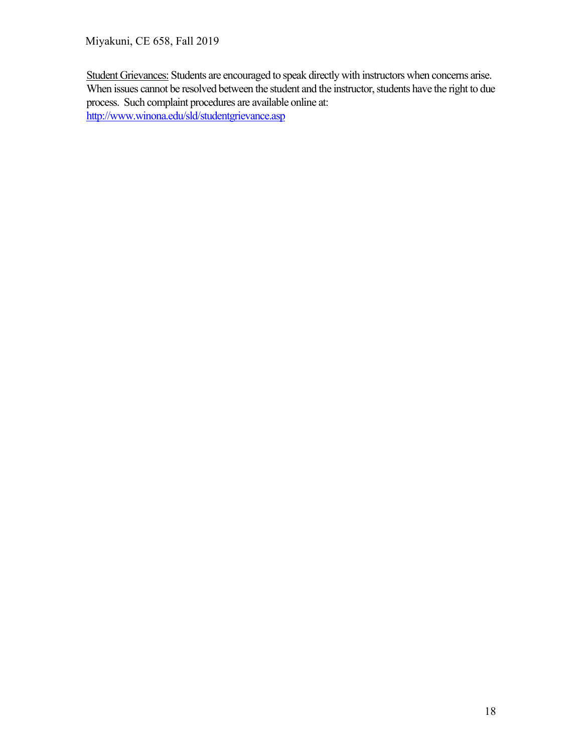<u>Student Grievances:</u> Students are encouraged to speak directly with instructors when concerns arise. When issues cannot be resolved between the student and the instructor, students have the right to due process. Such complaint procedures are available online at: http://www.winona.edu/sld/studentgrievance.asp